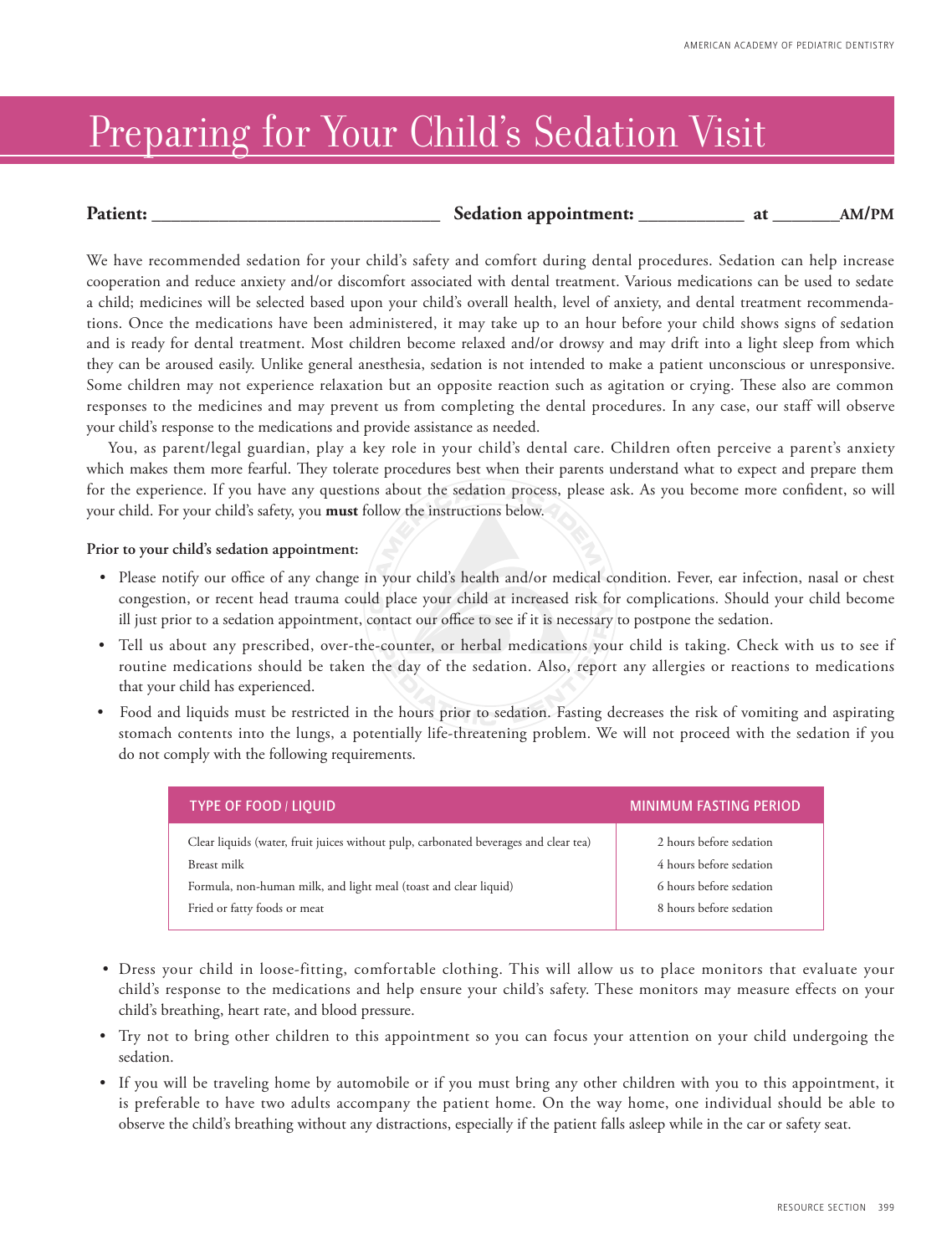# Preparing for Your Child's Sedation Visit

**Patient:** _______________________________ **Sedation appointment:** ___________ **at** _______**AM/PM**

We have recommended sedation for your child's safety and comfort during dental procedures. Sedation can help increase cooperation and reduce anxiety and/or discomfort associated with dental treatment. Various medications can be used to sedate a child; medicines will be selected based upon your child's overall health, level of anxiety, and dental treatment recommendations. Once the medications have been administered, it may take up to an hour before your child shows signs of sedation and is ready for dental treatment. Most children become relaxed and/or drowsy and may drift into a light sleep from which they can be aroused easily. Unlike general anesthesia, sedation is not intended to make a patient unconscious or unresponsive. Some children may not experience relaxation but an opposite reaction such as agitation or crying. These also are common responses to the medicines and may prevent us from completing the dental procedures. In any case, our staff will observe your child's response to the medications and provide assistance as needed.

You, as parent/legal guardian, play a key role in your child's dental care. Children often perceive a parent's anxiety which makes them more fearful. They tolerate procedures best when their parents understand what to expect and prepare them for the experience. If you have any questions about the sedation process, please ask. As you become more confident, so will your child. For your child's safety, you **must** follow the instructions below.

**Prior to your child's sedation appointment:**

- Please notify our office of any change in your child's health and/or medical condition. Fever, ear infection, nasal or chest congestion, or recent head trauma could place your child at increased risk for complications. Should your child become ill just prior to a sedation appointment, contact our office to see if it is necessary to postpone the sedation.
- Tell us about any prescribed, over-the-counter, or herbal medications your child is taking. Check with us to see if routine medications should be taken the day of the sedation. Also, report any allergies or reactions to medications that your child has experienced.
- Food and liquids must be restricted in the hours prior to sedation. Fasting decreases the risk of vomiting and aspirating stomach contents into the lungs, a potentially life-threatening problem. We will not proceed with the sedation if you do not comply with the following requirements.

| TYPE OF FOOD / LIQUID | MINIMUM FASTING PERIOD |
|---|---|
| Clear liquids (water, fruit juices without pulp, carbonated beverages and clear tea) | 2 hours before sedation |
| Breast milk | 4 hours before sedation |
| Formula, non-human milk, and light meal (toast and clear liquid) | 6 hours before sedation |
| Fried or fatty foods or meat | 8 hours before sedation |

- Dress your child in loose-fitting, comfortable clothing. This will allow us to place monitors that evaluate your child's response to the medications and help ensure your child's safety. These monitors may measure effects on your child's breathing, heart rate, and blood pressure.
- Try not to bring other children to this appointment so you can focus your attention on your child undergoing the sedation.
- If you will be traveling home by automobile or if you must bring any other children with you to this appointment, it is preferable to have two adults accompany the patient home. On the way home, one individual should be able to observe the child's breathing without any distractions, especially if the patient falls asleep while in the car or safety seat.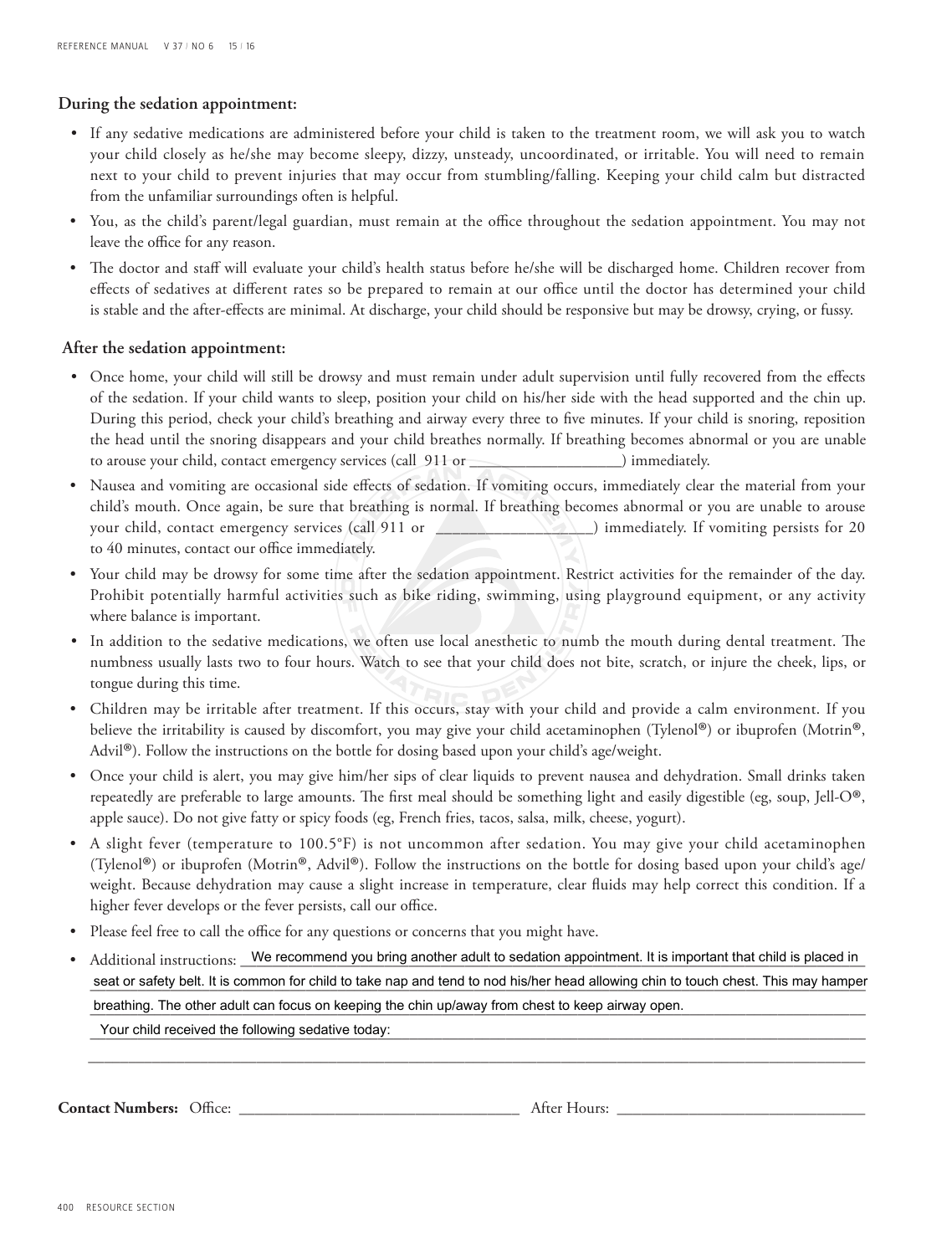**During the sedation appointment:**

- If any sedative medications are administered before your child is taken to the treatment room, we will ask you to watch your child closely as he/she may become sleepy, dizzy, unsteady, uncoordinated, or irritable. You will need to remain next to your child to prevent injuries that may occur from stumbling/falling. Keeping your child calm but distracted from the unfamiliar surroundings often is helpful.
- You, as the child's parent/legal guardian, must remain at the office throughout the sedation appointment. You may not leave the office for any reason.
- The doctor and staff will evaluate your child's health status before he/she will be discharged home. Children recover from effects of sedatives at different rates so be prepared to remain at our office until the doctor has determined your child is stable and the after-effects are minimal. At discharge, your child should be responsive but may be drowsy, crying, or fussy.

**After the sedation appointment:**

- Once home, your child will still be drowsy and must remain under adult supervision until fully recovered from the effects of the sedation. If your child wants to sleep, position your child on his/her side with the head supported and the chin up. During this period, check your child's breathing and airway every three to five minutes. If your child is snoring, reposition the head until the snoring disappears and your child breathes normally. If breathing becomes abnormal or you are unable to arouse your child, contact emergency services (call 911 or ___________________) immediately.
- Nausea and vomiting are occasional side effects of sedation. If vomiting occurs, immediately clear the material from your child's mouth. Once again, be sure that breathing is normal. If breathing becomes abnormal or you are unable to arouse your child, contact emergency services (call 911 or ___________________) immediately. If vomiting persists for 20 to 40 minutes, contact our office immediately.
- Your child may be drowsy for some time after the sedation appointment. Restrict activities for the remainder of the day. Prohibit potentially harmful activities such as bike riding, swimming, using playground equipment, or any activity where balance is important.
- In addition to the sedative medications, we often use local anesthetic to numb the mouth during dental treatment. The numbness usually lasts two to four hours. Watch to see that your child does not bite, scratch, or injure the cheek, lips, or tongue during this time.
- Children may be irritable after treatment. If this occurs, stay with your child and provide a calm environment. If you believe the irritability is caused by discomfort, you may give your child acetaminophen (Tylenol®) or ibuprofen (Motrin®, Advil®). Follow the instructions on the bottle for dosing based upon your child's age/weight.
- Once your child is alert, you may give him/her sips of clear liquids to prevent nausea and dehydration. Small drinks taken repeatedly are preferable to large amounts. The first meal should be something light and easily digestible (eg, soup, Jell-O®, apple sauce). Do not give fatty or spicy foods (eg, French fries, tacos, salsa, milk, cheese, yogurt).
- A slight fever (temperature to 100.5°F) is not uncommon after sedation. You may give your child acetaminophen (Tylenol®) or ibuprofen (Motrin®, Advil®). Follow the instructions on the bottle for dosing based upon your child's age/weight. Because dehydration may cause a slight increase in temperature, clear fluids may help correct this condition. If a higher fever develops or the fever persists, call our office.
- Please feel free to call the office for any questions or concerns that you might have.
- Additional instructions: We recommend you bring another adult to sedation appointment. It is important that child is placed in seat or safety belt. It is common for child to take nap and tend to nod his/her head allowing chin to touch chest. This may hamper breathing. The other adult can focus on keeping the chin up/away from chest to keep airway open.

  Your child received the following sedative today: ___________________

**Contact Numbers:** Office: ___________________ After Hours: ___________________